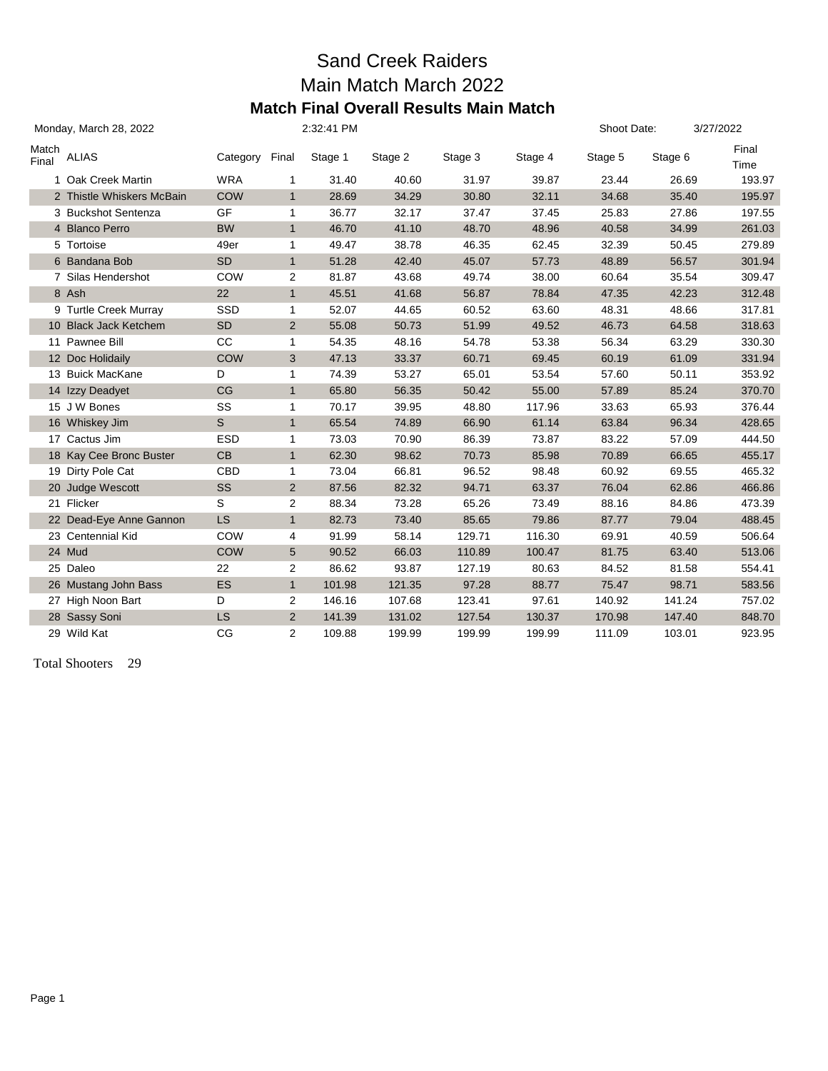# Sand Creek Raiders

## Main Match March 2022

### Match Final Overall Results Main Match

Monday, March 28, 2022 2:32:41 PM Shoot Date: 3/27/2022

| Match Final | ALIAS | Category | Final | Stage 1 | Stage 2 | Stage 3 | Stage 4 | Stage 5 | Stage 6 | Final Time |
|---|---|---|---|---|---|---|---|---|---|---|
| 1 | Oak Creek Martin | WRA | 1 | 31.40 | 40.60 | 31.97 | 39.87 | 23.44 | 26.69 | 193.97 |
| 2 | Thistle Whiskers McBain | COW | 1 | 28.69 | 34.29 | 30.80 | 32.11 | 34.68 | 35.40 | 195.97 |
| 3 | Buckshot Sentenza | GF | 1 | 36.77 | 32.17 | 37.47 | 37.45 | 25.83 | 27.86 | 197.55 |
| 4 | Blanco Perro | BW | 1 | 46.70 | 41.10 | 48.70 | 48.96 | 40.58 | 34.99 | 261.03 |
| 5 | Tortoise | 49er | 1 | 49.47 | 38.78 | 46.35 | 62.45 | 32.39 | 50.45 | 279.89 |
| 6 | Bandana Bob | SD | 1 | 51.28 | 42.40 | 45.07 | 57.73 | 48.89 | 56.57 | 301.94 |
| 7 | Silas Hendershot | COW | 2 | 81.87 | 43.68 | 49.74 | 38.00 | 60.64 | 35.54 | 309.47 |
| 8 | Ash | 22 | 1 | 45.51 | 41.68 | 56.87 | 78.84 | 47.35 | 42.23 | 312.48 |
| 9 | Turtle Creek Murray | SSD | 1 | 52.07 | 44.65 | 60.52 | 63.60 | 48.31 | 48.66 | 317.81 |
| 10 | Black Jack Ketchem | SD | 2 | 55.08 | 50.73 | 51.99 | 49.52 | 46.73 | 64.58 | 318.63 |
| 11 | Pawnee Bill | CC | 1 | 54.35 | 48.16 | 54.78 | 53.38 | 56.34 | 63.29 | 330.30 |
| 12 | Doc Holidaily | COW | 3 | 47.13 | 33.37 | 60.71 | 69.45 | 60.19 | 61.09 | 331.94 |
| 13 | Buick MacKane | D | 1 | 74.39 | 53.27 | 65.01 | 53.54 | 57.60 | 50.11 | 353.92 |
| 14 | Izzy Deadyet | CG | 1 | 65.80 | 56.35 | 50.42 | 55.00 | 57.89 | 85.24 | 370.70 |
| 15 | J W Bones | SS | 1 | 70.17 | 39.95 | 48.80 | 117.96 | 33.63 | 65.93 | 376.44 |
| 16 | Whiskey Jim | S | 1 | 65.54 | 74.89 | 66.90 | 61.14 | 63.84 | 96.34 | 428.65 |
| 17 | Cactus Jim | ESD | 1 | 73.03 | 70.90 | 86.39 | 73.87 | 83.22 | 57.09 | 444.50 |
| 18 | Kay Cee Bronc Buster | CB | 1 | 62.30 | 98.62 | 70.73 | 85.98 | 70.89 | 66.65 | 455.17 |
| 19 | Dirty Pole Cat | CBD | 1 | 73.04 | 66.81 | 96.52 | 98.48 | 60.92 | 69.55 | 465.32 |
| 20 | Judge Wescott | SS | 2 | 87.56 | 82.32 | 94.71 | 63.37 | 76.04 | 62.86 | 466.86 |
| 21 | Flicker | S | 2 | 88.34 | 73.28 | 65.26 | 73.49 | 88.16 | 84.86 | 473.39 |
| 22 | Dead-Eye Anne Gannon | LS | 1 | 82.73 | 73.40 | 85.65 | 79.86 | 87.77 | 79.04 | 488.45 |
| 23 | Centennial Kid | COW | 4 | 91.99 | 58.14 | 129.71 | 116.30 | 69.91 | 40.59 | 506.64 |
| 24 | Mud | COW | 5 | 90.52 | 66.03 | 110.89 | 100.47 | 81.75 | 63.40 | 513.06 |
| 25 | Daleo | 22 | 2 | 86.62 | 93.87 | 127.19 | 80.63 | 84.52 | 81.58 | 554.41 |
| 26 | Mustang John Bass | ES | 1 | 101.98 | 121.35 | 97.28 | 88.77 | 75.47 | 98.71 | 583.56 |
| 27 | High Noon Bart | D | 2 | 146.16 | 107.68 | 123.41 | 97.61 | 140.92 | 141.24 | 757.02 |
| 28 | Sassy Soni | LS | 2 | 141.39 | 131.02 | 127.54 | 130.37 | 170.98 | 147.40 | 848.70 |
| 29 | Wild Kat | CG | 2 | 109.88 | 199.99 | 199.99 | 199.99 | 111.09 | 103.01 | 923.95 |

Total Shooters 29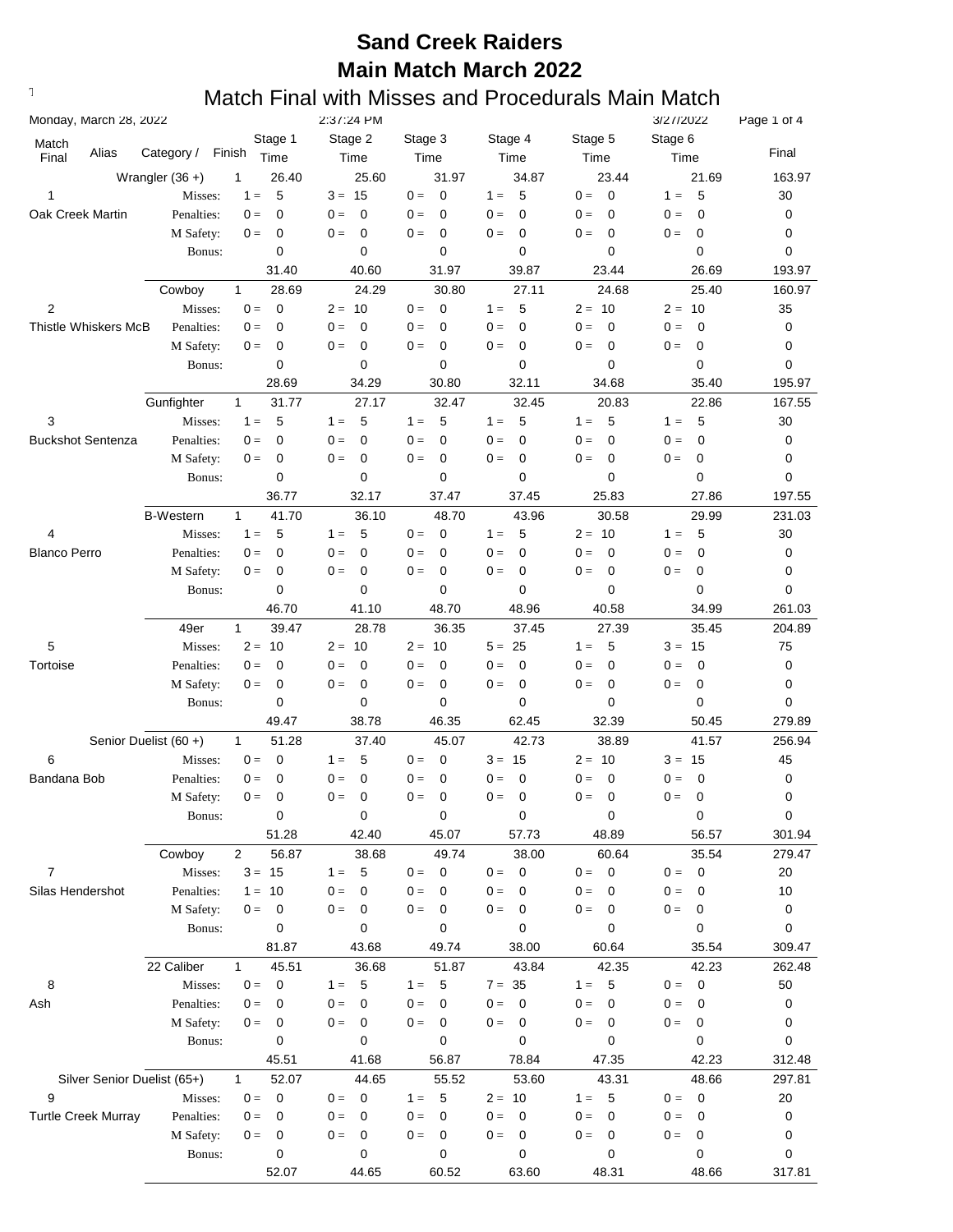# Sand Creek Raiders
# Main Match March 2022

## Match Final with Misses and Procedurals Main Match

Monday, March 28, 2022 | 2:37:24 PM | 3/27/2022

| Match Final | Alias | Category / | Finish | Stage 1 Time | Stage 2 Time | Stage 3 Time | Stage 4 Time | Stage 5 Time | Stage 6 Time | Final |
|---|---|---|---|---|---|---|---|---|---|---|
| | | Wrangler (36 +) | 1 | 26.40 | 25.60 | 31.97 | 34.87 | 23.44 | 21.69 | 163.97 |
| 1 | | Misses: | | 1 = 5 | 3 = 15 | 0 = 0 | 1 = 5 | 0 = 0 | 1 = 5 | 30 |
| Oak Creek Martin | | Penalties: | | 0 = 0 | 0 = 0 | 0 = 0 | 0 = 0 | 0 = 0 | 0 = 0 | 0 |
| | | M Safety: | | 0 = 0 | 0 = 0 | 0 = 0 | 0 = 0 | 0 = 0 | 0 = 0 | 0 |
| | | Bonus: | | 0 | 0 | 0 | 0 | 0 | 0 | 0 |
| | | | | 31.40 | 40.60 | 31.97 | 39.87 | 23.44 | 26.69 | 193.97 |
| | | Cowboy | 1 | 28.69 | 24.29 | 30.80 | 27.11 | 24.68 | 25.40 | 160.97 |
| 2 | | Misses: | | 0 = 0 | 2 = 10 | 0 = 0 | 1 = 5 | 2 = 10 | 2 = 10 | 35 |
| Thistle Whiskers McB | | Penalties: | | 0 = 0 | 0 = 0 | 0 = 0 | 0 = 0 | 0 = 0 | 0 = 0 | 0 |
| | | M Safety: | | 0 = 0 | 0 = 0 | 0 = 0 | 0 = 0 | 0 = 0 | 0 = 0 | 0 |
| | | Bonus: | | 0 | 0 | 0 | 0 | 0 | 0 | 0 |
| | | | | 28.69 | 34.29 | 30.80 | 32.11 | 34.68 | 35.40 | 195.97 |
| | | Gunfighter | 1 | 31.77 | 27.17 | 32.47 | 32.45 | 20.83 | 22.86 | 167.55 |
| 3 | | Misses: | | 1 = 5 | 1 = 5 | 1 = 5 | 1 = 5 | 1 = 5 | 1 = 5 | 30 |
| Buckshot Sentenza | | Penalties: | | 0 = 0 | 0 = 0 | 0 = 0 | 0 = 0 | 0 = 0 | 0 = 0 | 0 |
| | | M Safety: | | 0 = 0 | 0 = 0 | 0 = 0 | 0 = 0 | 0 = 0 | 0 = 0 | 0 |
| | | Bonus: | | 0 | 0 | 0 | 0 | 0 | 0 | 0 |
| | | | | 36.77 | 32.17 | 37.47 | 37.45 | 25.83 | 27.86 | 197.55 |
| | | B-Western | 1 | 41.70 | 36.10 | 48.70 | 43.96 | 30.58 | 29.99 | 231.03 |
| 4 | | Misses: | | 1 = 5 | 1 = 5 | 0 = 0 | 1 = 5 | 2 = 10 | 1 = 5 | 30 |
| Blanco Perro | | Penalties: | | 0 = 0 | 0 = 0 | 0 = 0 | 0 = 0 | 0 = 0 | 0 = 0 | 0 |
| | | M Safety: | | 0 = 0 | 0 = 0 | 0 = 0 | 0 = 0 | 0 = 0 | 0 = 0 | 0 |
| | | Bonus: | | 0 | 0 | 0 | 0 | 0 | 0 | 0 |
| | | | | 46.70 | 41.10 | 48.70 | 48.96 | 40.58 | 34.99 | 261.03 |
| | | 49er | 1 | 39.47 | 28.78 | 36.35 | 37.45 | 27.39 | 35.45 | 204.89 |
| 5 | | Misses: | | 2 = 10 | 2 = 10 | 2 = 10 | 5 = 25 | 1 = 5 | 3 = 15 | 75 |
| Tortoise | | Penalties: | | 0 = 0 | 0 = 0 | 0 = 0 | 0 = 0 | 0 = 0 | 0 = 0 | 0 |
| | | M Safety: | | 0 = 0 | 0 = 0 | 0 = 0 | 0 = 0 | 0 = 0 | 0 = 0 | 0 |
| | | Bonus: | | 0 | 0 | 0 | 0 | 0 | 0 | 0 |
| | | | | 49.47 | 38.78 | 46.35 | 62.45 | 32.39 | 50.45 | 279.89 |
| | | Senior Duelist (60 +) | 1 | 51.28 | 37.40 | 45.07 | 42.73 | 38.89 | 41.57 | 256.94 |
| 6 | | Misses: | | 0 = 0 | 1 = 5 | 0 = 0 | 3 = 15 | 2 = 10 | 3 = 15 | 45 |
| Bandana Bob | | Penalties: | | 0 = 0 | 0 = 0 | 0 = 0 | 0 = 0 | 0 = 0 | 0 = 0 | 0 |
| | | M Safety: | | 0 = 0 | 0 = 0 | 0 = 0 | 0 = 0 | 0 = 0 | 0 = 0 | 0 |
| | | Bonus: | | 0 | 0 | 0 | 0 | 0 | 0 | 0 |
| | | | | 51.28 | 42.40 | 45.07 | 57.73 | 48.89 | 56.57 | 301.94 |
| | | Cowboy | 2 | 56.87 | 38.68 | 49.74 | 38.00 | 60.64 | 35.54 | 279.47 |
| 7 | | Misses: | | 3 = 15 | 1 = 5 | 0 = 0 | 0 = 0 | 0 = 0 | 0 = 0 | 20 |
| Silas Hendershot | | Penalties: | | 1 = 10 | 0 = 0 | 0 = 0 | 0 = 0 | 0 = 0 | 0 = 0 | 10 |
| | | M Safety: | | 0 = 0 | 0 = 0 | 0 = 0 | 0 = 0 | 0 = 0 | 0 = 0 | 0 |
| | | Bonus: | | 0 | 0 | 0 | 0 | 0 | 0 | 0 |
| | | | | 81.87 | 43.68 | 49.74 | 38.00 | 60.64 | 35.54 | 309.47 |
| | | 22 Caliber | 1 | 45.51 | 36.68 | 51.87 | 43.84 | 42.35 | 42.23 | 262.48 |
| 8 | | Misses: | | 0 = 0 | 1 = 5 | 1 = 5 | 7 = 35 | 1 = 5 | 0 = 0 | 50 |
| Ash | | Penalties: | | 0 = 0 | 0 = 0 | 0 = 0 | 0 = 0 | 0 = 0 | 0 = 0 | 0 |
| | | M Safety: | | 0 = 0 | 0 = 0 | 0 = 0 | 0 = 0 | 0 = 0 | 0 = 0 | 0 |
| | | Bonus: | | 0 | 0 | 0 | 0 | 0 | 0 | 0 |
| | | | | 45.51 | 41.68 | 56.87 | 78.84 | 47.35 | 42.23 | 312.48 |
| | | Silver Senior Duelist (65+) | 1 | 52.07 | 44.65 | 55.52 | 53.60 | 43.31 | 48.66 | 297.81 |
| 9 | | Misses: | | 0 = 0 | 0 = 0 | 1 = 5 | 2 = 10 | 1 = 5 | 0 = 0 | 20 |
| Turtle Creek Murray | | Penalties: | | 0 = 0 | 0 = 0 | 0 = 0 | 0 = 0 | 0 = 0 | 0 = 0 | 0 |
| | | M Safety: | | 0 = 0 | 0 = 0 | 0 = 0 | 0 = 0 | 0 = 0 | 0 = 0 | 0 |
| | | Bonus: | | 0 | 0 | 0 | 0 | 0 | 0 | 0 |
| | | | | 52.07 | 44.65 | 60.52 | 63.60 | 48.31 | 48.66 | 317.81 |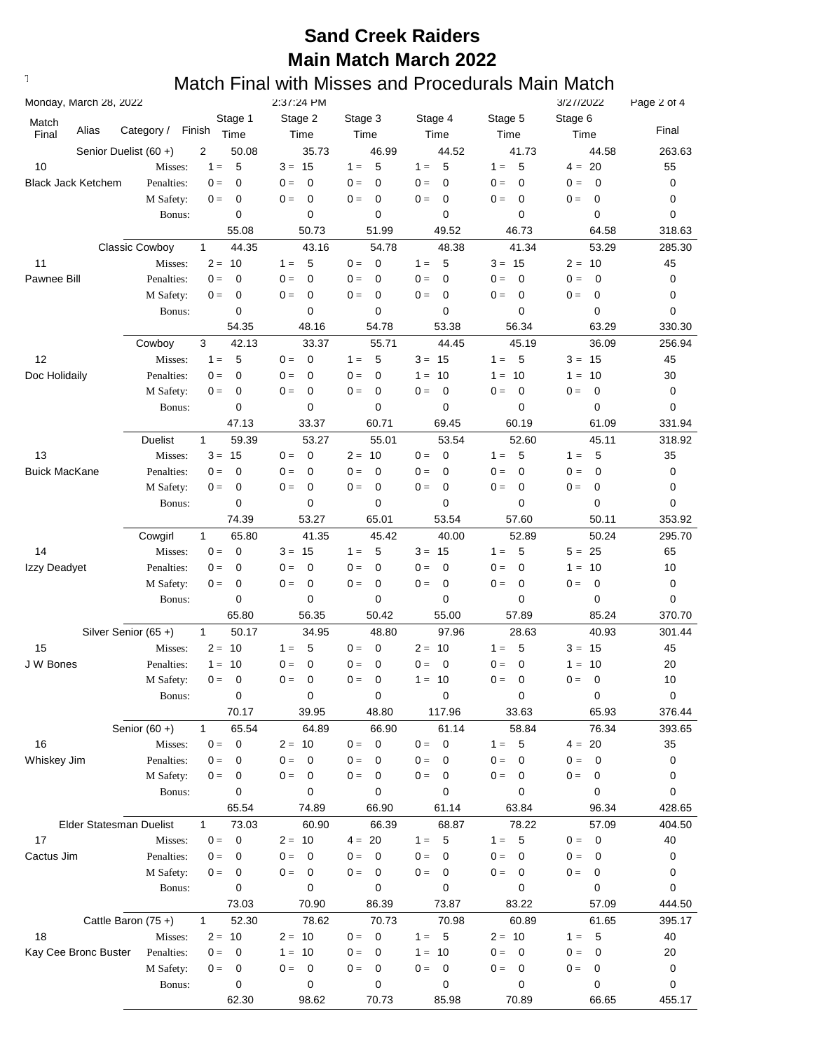# Sand Creek Raiders
# Main Match March 2022

## Match Final with Misses and Procedurals Main Match

| Match Final | Alias | Category / | Finish | Stage 1 Time | Stage 2 Time | Stage 3 Time | Stage 4 Time | Stage 5 Time | Stage 6 Time | Final |
|---|---|---|---|---|---|---|---|---|---|---|
| | | Senior Duelist (60 +) | 2 | 50.08 | 35.73 | 46.99 | 44.52 | 41.73 | 44.58 | 263.63 |
| 10 | | Misses: | | 1 = 5 | 3 = 15 | 1 = 5 | 1 = 5 | 1 = 5 | 4 = 20 | 55 |
| Black Jack Ketchem | | Penalties: | | 0 = 0 | 0 = 0 | 0 = 0 | 0 = 0 | 0 = 0 | 0 = 0 | 0 |
| | | M Safety: | | 0 = 0 | 0 = 0 | 0 = 0 | 0 = 0 | 0 = 0 | 0 = 0 | 0 |
| | | Bonus: | | 0 | 0 | 0 | 0 | 0 | 0 | 0 |
| | | | | 55.08 | 50.73 | 51.99 | 49.52 | 46.73 | 64.58 | 318.63 |
| | | Classic Cowboy | 1 | 44.35 | 43.16 | 54.78 | 48.38 | 41.34 | 53.29 | 285.30 |
| 11 | | Misses: | | 2 = 10 | 1 = 5 | 0 = 0 | 1 = 5 | 3 = 15 | 2 = 10 | 45 |
| Pawnee Bill | | Penalties: | | 0 = 0 | 0 = 0 | 0 = 0 | 0 = 0 | 0 = 0 | 0 = 0 | 0 |
| | | M Safety: | | 0 = 0 | 0 = 0 | 0 = 0 | 0 = 0 | 0 = 0 | 0 = 0 | 0 |
| | | Bonus: | | 0 | 0 | 0 | 0 | 0 | 0 | 0 |
| | | | | 54.35 | 48.16 | 54.78 | 53.38 | 56.34 | 63.29 | 330.30 |
| | | Cowboy | 3 | 42.13 | 33.37 | 55.71 | 44.45 | 45.19 | 36.09 | 256.94 |
| 12 | | Misses: | | 1 = 5 | 0 = 0 | 1 = 5 | 3 = 15 | 1 = 5 | 3 = 15 | 45 |
| Doc Holidaily | | Penalties: | | 0 = 0 | 0 = 0 | 0 = 0 | 1 = 10 | 1 = 10 | 1 = 10 | 30 |
| | | M Safety: | | 0 = 0 | 0 = 0 | 0 = 0 | 0 = 0 | 0 = 0 | 0 = 0 | 0 |
| | | Bonus: | | 0 | 0 | 0 | 0 | 0 | 0 | 0 |
| | | | | 47.13 | 33.37 | 60.71 | 69.45 | 60.19 | 61.09 | 331.94 |
| | | Duelist | 1 | 59.39 | 53.27 | 55.01 | 53.54 | 52.60 | 45.11 | 318.92 |
| 13 | | Misses: | | 3 = 15 | 0 = 0 | 2 = 10 | 0 = 0 | 1 = 5 | 1 = 5 | 35 |
| Buick MacKane | | Penalties: | | 0 = 0 | 0 = 0 | 0 = 0 | 0 = 0 | 0 = 0 | 0 = 0 | 0 |
| | | M Safety: | | 0 = 0 | 0 = 0 | 0 = 0 | 0 = 0 | 0 = 0 | 0 = 0 | 0 |
| | | Bonus: | | 0 | 0 | 0 | 0 | 0 | 0 | 0 |
| | | | | 74.39 | 53.27 | 65.01 | 53.54 | 57.60 | 50.11 | 353.92 |
| | | Cowgirl | 1 | 65.80 | 41.35 | 45.42 | 40.00 | 52.89 | 50.24 | 295.70 |
| 14 | | Misses: | | 0 = 0 | 3 = 15 | 1 = 5 | 3 = 15 | 1 = 5 | 5 = 25 | 65 |
| Izzy Deadyet | | Penalties: | | 0 = 0 | 0 = 0 | 0 = 0 | 0 = 0 | 0 = 0 | 1 = 10 | 10 |
| | | M Safety: | | 0 = 0 | 0 = 0 | 0 = 0 | 0 = 0 | 0 = 0 | 0 = 0 | 0 |
| | | Bonus: | | 0 | 0 | 0 | 0 | 0 | 0 | 0 |
| | | | | 65.80 | 56.35 | 50.42 | 55.00 | 57.89 | 85.24 | 370.70 |
| | | Silver Senior (65 +) | 1 | 50.17 | 34.95 | 48.80 | 97.96 | 28.63 | 40.93 | 301.44 |
| 15 | | Misses: | | 2 = 10 | 1 = 5 | 0 = 0 | 2 = 10 | 1 = 5 | 3 = 15 | 45 |
| J W Bones | | Penalties: | | 1 = 10 | 0 = 0 | 0 = 0 | 0 = 0 | 0 = 0 | 1 = 10 | 20 |
| | | M Safety: | | 0 = 0 | 0 = 0 | 0 = 0 | 1 = 10 | 0 = 0 | 0 = 0 | 10 |
| | | Bonus: | | 0 | 0 | 0 | 0 | 0 | 0 | 0 |
| | | | | 70.17 | 39.95 | 48.80 | 117.96 | 33.63 | 65.93 | 376.44 |
| | | Senior (60 +) | 1 | 65.54 | 64.89 | 66.90 | 61.14 | 58.84 | 76.34 | 393.65 |
| 16 | | Misses: | | 0 = 0 | 2 = 10 | 0 = 0 | 0 = 0 | 1 = 5 | 4 = 20 | 35 |
| Whiskey Jim | | Penalties: | | 0 = 0 | 0 = 0 | 0 = 0 | 0 = 0 | 0 = 0 | 0 = 0 | 0 |
| | | M Safety: | | 0 = 0 | 0 = 0 | 0 = 0 | 0 = 0 | 0 = 0 | 0 = 0 | 0 |
| | | Bonus: | | 0 | 0 | 0 | 0 | 0 | 0 | 0 |
| | | | | 65.54 | 74.89 | 66.90 | 61.14 | 63.84 | 96.34 | 428.65 |
| | | Elder Statesman Duelist | 1 | 73.03 | 60.90 | 66.39 | 68.87 | 78.22 | 57.09 | 404.50 |
| 17 | | Misses: | | 0 = 0 | 2 = 10 | 4 = 20 | 1 = 5 | 1 = 5 | 0 = 0 | 40 |
| Cactus Jim | | Penalties: | | 0 = 0 | 0 = 0 | 0 = 0 | 0 = 0 | 0 = 0 | 0 = 0 | 0 |
| | | M Safety: | | 0 = 0 | 0 = 0 | 0 = 0 | 0 = 0 | 0 = 0 | 0 = 0 | 0 |
| | | Bonus: | | 0 | 0 | 0 | 0 | 0 | 0 | 0 |
| | | | | 73.03 | 70.90 | 86.39 | 73.87 | 83.22 | 57.09 | 444.50 |
| | | Cattle Baron (75 +) | 1 | 52.30 | 78.62 | 70.73 | 70.98 | 60.89 | 61.65 | 395.17 |
| 18 | | Misses: | | 2 = 10 | 2 = 10 | 0 = 0 | 1 = 5 | 2 = 10 | 1 = 5 | 40 |
| Kay Cee Bronc Buster | | Penalties: | | 0 = 0 | 1 = 10 | 0 = 0 | 1 = 10 | 0 = 0 | 0 = 0 | 20 |
| | | M Safety: | | 0 = 0 | 0 = 0 | 0 = 0 | 0 = 0 | 0 = 0 | 0 = 0 | 0 |
| | | Bonus: | | 0 | 0 | 0 | 0 | 0 | 0 | 0 |
| | | | | 62.30 | 98.62 | 70.73 | 85.98 | 70.89 | 66.65 | 455.17 |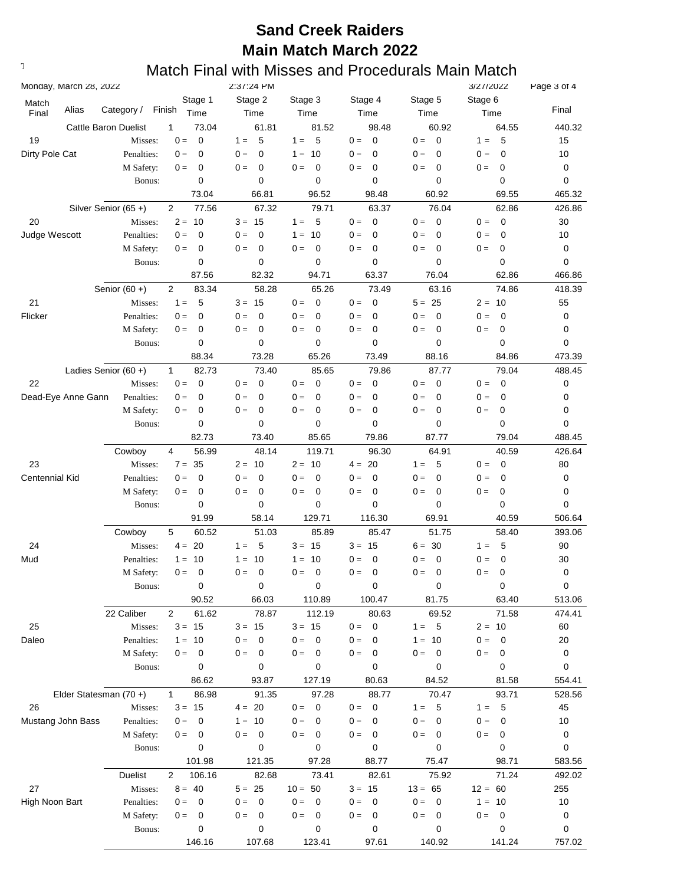# Sand Creek Raiders
# Main Match March 2022
## Match Final with Misses and Procedurals Main Match

Monday, March 28, 2022 2:37:24 PM 3/27/2022

| Match Final | Alias | Category / | Finish | Stage 1 Time | Stage 2 Time | Stage 3 Time | Stage 4 Time | Stage 5 Time | Stage 6 Time | Final |
|---|---|---|---|---|---|---|---|---|---|---|
| | | Cattle Baron Duelist | 1 | 73.04 | 61.81 | 81.52 | 98.48 | 60.92 | 64.55 | 440.32 |
| 19 | | Misses: | | 0 = 0 | 1 = 5 | 1 = 5 | 0 = 0 | 0 = 0 | 1 = 5 | 15 |
| Dirty Pole Cat | | Penalties: | | 0 = 0 | 0 = 0 | 1 = 10 | 0 = 0 | 0 = 0 | 0 = 0 | 10 |
| | | M Safety: | | 0 = 0 | 0 = 0 | 0 = 0 | 0 = 0 | 0 = 0 | 0 = 0 | 0 |
| | | Bonus: | | 0 | 0 | 0 | 0 | 0 | 0 | 0 |
| | | | | 73.04 | 66.81 | 96.52 | 98.48 | 60.92 | 69.55 | 465.32 |
| | | Silver Senior (65 +) | 2 | 77.56 | 67.32 | 79.71 | 63.37 | 76.04 | 62.86 | 426.86 |
| 20 | | Misses: | | 2 = 10 | 3 = 15 | 1 = 5 | 0 = 0 | 0 = 0 | 0 = 0 | 30 |
| Judge Wescott | | Penalties: | | 0 = 0 | 0 = 0 | 1 = 10 | 0 = 0 | 0 = 0 | 0 = 0 | 10 |
| | | M Safety: | | 0 = 0 | 0 = 0 | 0 = 0 | 0 = 0 | 0 = 0 | 0 = 0 | 0 |
| | | Bonus: | | 0 | 0 | 0 | 0 | 0 | 0 | 0 |
| | | | | 87.56 | 82.32 | 94.71 | 63.37 | 76.04 | 62.86 | 466.86 |
| | | Senior (60 +) | 2 | 83.34 | 58.28 | 65.26 | 73.49 | 63.16 | 74.86 | 418.39 |
| 21 | | Misses: | | 1 = 5 | 3 = 15 | 0 = 0 | 0 = 0 | 5 = 25 | 2 = 10 | 55 |
| Flicker | | Penalties: | | 0 = 0 | 0 = 0 | 0 = 0 | 0 = 0 | 0 = 0 | 0 = 0 | 0 |
| | | M Safety: | | 0 = 0 | 0 = 0 | 0 = 0 | 0 = 0 | 0 = 0 | 0 = 0 | 0 |
| | | Bonus: | | 0 | 0 | 0 | 0 | 0 | 0 | 0 |
| | | | | 88.34 | 73.28 | 65.26 | 73.49 | 88.16 | 84.86 | 473.39 |
| | | Ladies Senior (60 +) | 1 | 82.73 | 73.40 | 85.65 | 79.86 | 87.77 | 79.04 | 488.45 |
| 22 | | Misses: | | 0 = 0 | 0 = 0 | 0 = 0 | 0 = 0 | 0 = 0 | 0 = 0 | 0 |
| Dead-Eye Anne Gann | | Penalties: | | 0 = 0 | 0 = 0 | 0 = 0 | 0 = 0 | 0 = 0 | 0 = 0 | 0 |
| | | M Safety: | | 0 = 0 | 0 = 0 | 0 = 0 | 0 = 0 | 0 = 0 | 0 = 0 | 0 |
| | | Bonus: | | 0 | 0 | 0 | 0 | 0 | 0 | 0 |
| | | | | 82.73 | 73.40 | 85.65 | 79.86 | 87.77 | 79.04 | 488.45 |
| | | Cowboy | 4 | 56.99 | 48.14 | 119.71 | 96.30 | 64.91 | 40.59 | 426.64 |
| 23 | | Misses: | | 7 = 35 | 2 = 10 | 2 = 10 | 4 = 20 | 1 = 5 | 0 = 0 | 80 |
| Centennial Kid | | Penalties: | | 0 = 0 | 0 = 0 | 0 = 0 | 0 = 0 | 0 = 0 | 0 = 0 | 0 |
| | | M Safety: | | 0 = 0 | 0 = 0 | 0 = 0 | 0 = 0 | 0 = 0 | 0 = 0 | 0 |
| | | Bonus: | | 0 | 0 | 0 | 0 | 0 | 0 | 0 |
| | | | | 91.99 | 58.14 | 129.71 | 116.30 | 69.91 | 40.59 | 506.64 |
| | | Cowboy | 5 | 60.52 | 51.03 | 85.89 | 85.47 | 51.75 | 58.40 | 393.06 |
| 24 | | Misses: | | 4 = 20 | 1 = 5 | 3 = 15 | 3 = 15 | 6 = 30 | 1 = 5 | 90 |
| Mud | | Penalties: | | 1 = 10 | 1 = 10 | 1 = 10 | 0 = 0 | 0 = 0 | 0 = 0 | 30 |
| | | M Safety: | | 0 = 0 | 0 = 0 | 0 = 0 | 0 = 0 | 0 = 0 | 0 = 0 | 0 |
| | | Bonus: | | 0 | 0 | 0 | 0 | 0 | 0 | 0 |
| | | | | 90.52 | 66.03 | 110.89 | 100.47 | 81.75 | 63.40 | 513.06 |
| | | 22 Caliber | 2 | 61.62 | 78.87 | 112.19 | 80.63 | 69.52 | 71.58 | 474.41 |
| 25 | | Misses: | | 3 = 15 | 3 = 15 | 3 = 15 | 0 = 0 | 1 = 5 | 2 = 10 | 60 |
| Daleo | | Penalties: | | 1 = 10 | 0 = 0 | 0 = 0 | 0 = 0 | 1 = 10 | 0 = 0 | 20 |
| | | M Safety: | | 0 = 0 | 0 = 0 | 0 = 0 | 0 = 0 | 0 = 0 | 0 = 0 | 0 |
| | | Bonus: | | 0 | 0 | 0 | 0 | 0 | 0 | 0 |
| | | | | 86.62 | 93.87 | 127.19 | 80.63 | 84.52 | 81.58 | 554.41 |
| | | Elder Statesman (70 +) | 1 | 86.98 | 91.35 | 97.28 | 88.77 | 70.47 | 93.71 | 528.56 |
| 26 | | Misses: | | 3 = 15 | 4 = 20 | 0 = 0 | 0 = 0 | 1 = 5 | 1 = 5 | 45 |
| Mustang John Bass | | Penalties: | | 0 = 0 | 1 = 10 | 0 = 0 | 0 = 0 | 0 = 0 | 0 = 0 | 10 |
| | | M Safety: | | 0 = 0 | 0 = 0 | 0 = 0 | 0 = 0 | 0 = 0 | 0 = 0 | 0 |
| | | Bonus: | | 0 | 0 | 0 | 0 | 0 | 0 | 0 |
| | | | | 101.98 | 121.35 | 97.28 | 88.77 | 75.47 | 98.71 | 583.56 |
| | | Duelist | 2 | 106.16 | 82.68 | 73.41 | 82.61 | 75.92 | 71.24 | 492.02 |
| 27 | | Misses: | | 8 = 40 | 5 = 25 | 10 = 50 | 3 = 15 | 13 = 65 | 12 = 60 | 255 |
| High Noon Bart | | Penalties: | | 0 = 0 | 0 = 0 | 0 = 0 | 0 = 0 | 0 = 0 | 1 = 10 | 10 |
| | | M Safety: | | 0 = 0 | 0 = 0 | 0 = 0 | 0 = 0 | 0 = 0 | 0 = 0 | 0 |
| | | Bonus: | | 0 | 0 | 0 | 0 | 0 | 0 | 0 |
| | | | | 146.16 | 107.68 | 123.41 | 97.61 | 140.92 | 141.24 | 757.02 |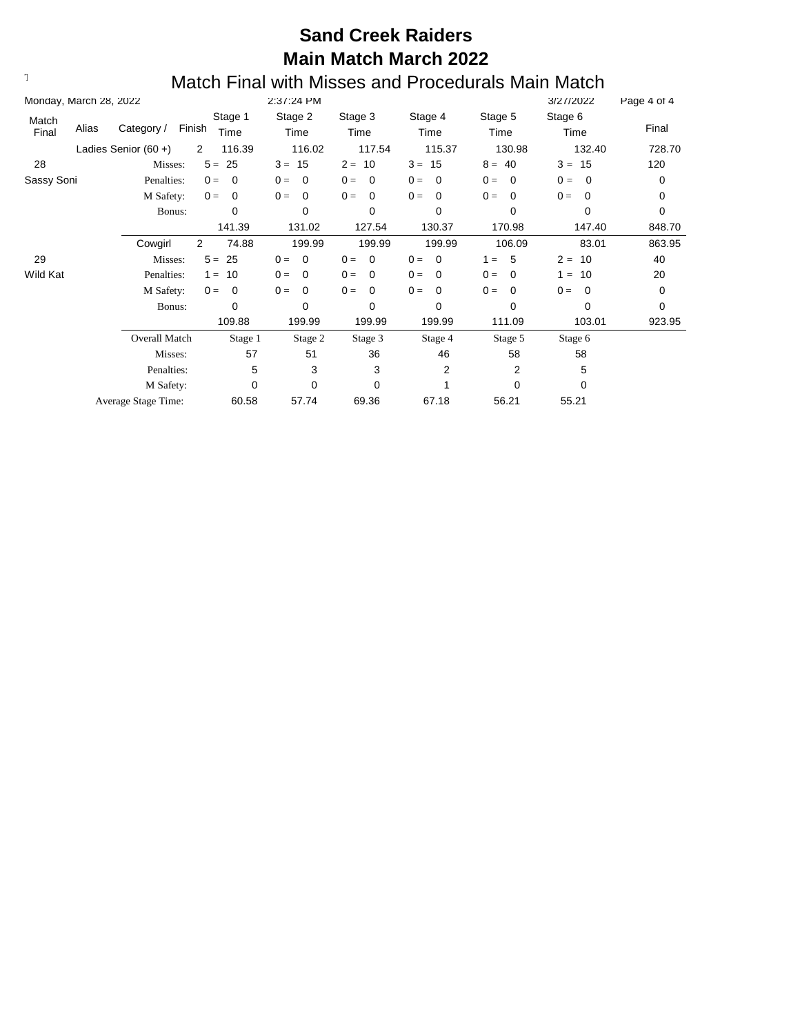# Sand Creek Raiders

## Main Match March 2022

### Match Final with Misses and Procedurals Main Match

Monday, March 28, 2022 2:37:24 PM 3/27/2022

| Match Final | Alias | Category / | Finish | Stage 1 Time | Stage 2 Time | Stage 3 Time | Stage 4 Time | Stage 5 Time | Stage 6 Time | Final |
|---|---|---|---|---|---|---|---|---|---|---|
| | | Ladies Senior (60 +) | 2 | 116.39 | 116.02 | 117.54 | 115.37 | 130.98 | 132.40 | 728.70 |
| 28 | | Misses: | | 5 = 25 | 3 = 15 | 2 = 10 | 3 = 15 | 8 = 40 | 3 = 15 | 120 |
| Sassy Soni | | Penalties: | | 0 = 0 | 0 = 0 | 0 = 0 | 0 = 0 | 0 = 0 | 0 = 0 | 0 |
| | | M Safety: | | 0 = 0 | 0 = 0 | 0 = 0 | 0 = 0 | 0 = 0 | 0 = 0 | 0 |
| | | Bonus: | | 0 | 0 | 0 | 0 | 0 | 0 | 0 |
| | | | | 141.39 | 131.02 | 127.54 | 130.37 | 170.98 | 147.40 | 848.70 |
| | | Cowgirl | 2 | 74.88 | 199.99 | 199.99 | 199.99 | 106.09 | 83.01 | 863.95 |
| 29 | | Misses: | | 5 = 25 | 0 = 0 | 0 = 0 | 0 = 0 | 1 = 5 | 2 = 10 | 40 |
| Wild Kat | | Penalties: | | 1 = 10 | 0 = 0 | 0 = 0 | 0 = 0 | 0 = 0 | 1 = 10 | 20 |
| | | M Safety: | | 0 = 0 | 0 = 0 | 0 = 0 | 0 = 0 | 0 = 0 | 0 = 0 | 0 |
| | | Bonus: | | 0 | 0 | 0 | 0 | 0 | 0 | 0 |
| | | | | 109.88 | 199.99 | 199.99 | 199.99 | 111.09 | 103.01 | 923.95 |

| Overall Match | Stage 1 | Stage 2 | Stage 3 | Stage 4 | Stage 5 | Stage 6 |
|---|---|---|---|---|---|---|
| Misses: | 57 | 51 | 36 | 46 | 58 | 58 |
| Penalties: | 5 | 3 | 3 | 2 | 2 | 5 |
| M Safety: | 0 | 0 | 0 | 1 | 0 | 0 |
| Average Stage Time: | 60.58 | 57.74 | 69.36 | 67.18 | 56.21 | 55.21 |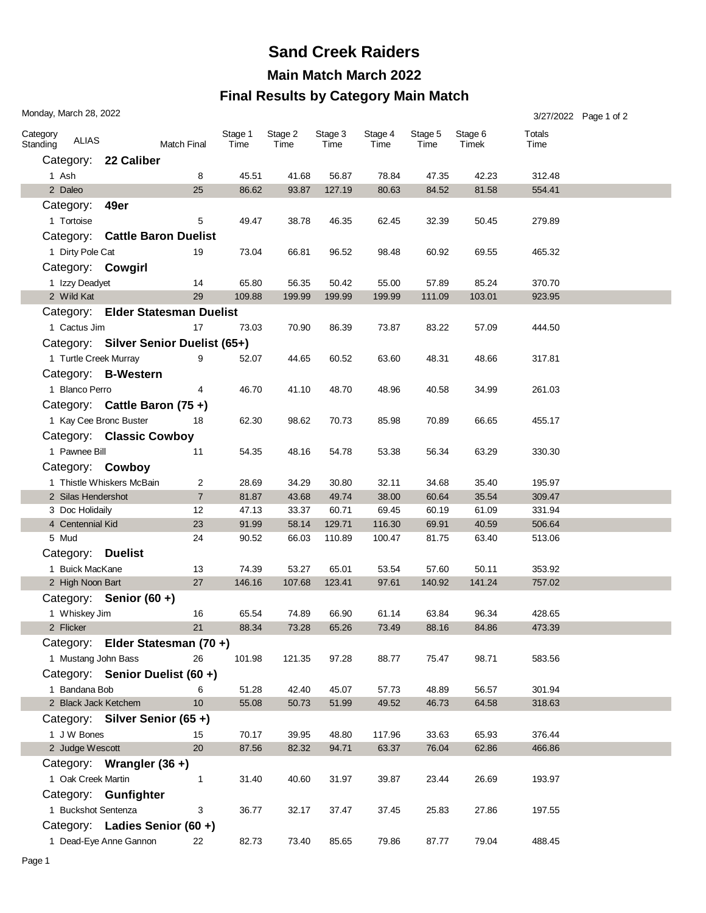# Sand Creek Raiders

## Main Match March 2022

## Final Results by Category Main Match

Monday, March 28, 2022

3/27/2022

| Category Standing | ALIAS | Match Final | Stage 1 Time | Stage 2 Time | Stage 3 Time | Stage 4 Time | Stage 5 Time | Stage 6 Timek | Totals Time |
|---|---|---|---|---|---|---|---|---|---|
| **Category: 22 Caliber** | | | | | | | | | |
| 1 | Ash | 8 | 45.51 | 41.68 | 56.87 | 78.84 | 47.35 | 42.23 | 312.48 |
| 2 | Daleo | 25 | 86.62 | 93.87 | 127.19 | 80.63 | 84.52 | 81.58 | 554.41 |
| **Category: 49er** | | | | | | | | | |
| 1 | Tortoise | 5 | 49.47 | 38.78 | 46.35 | 62.45 | 32.39 | 50.45 | 279.89 |
| **Category: Cattle Baron Duelist** | | | | | | | | | |
| 1 | Dirty Pole Cat | 19 | 73.04 | 66.81 | 96.52 | 98.48 | 60.92 | 69.55 | 465.32 |
| **Category: Cowgirl** | | | | | | | | | |
| 1 | Izzy Deadyet | 14 | 65.80 | 56.35 | 50.42 | 55.00 | 57.89 | 85.24 | 370.70 |
| 2 | Wild Kat | 29 | 109.88 | 199.99 | 199.99 | 199.99 | 111.09 | 103.01 | 923.95 |
| **Category: Elder Statesman Duelist** | | | | | | | | | |
| 1 | Cactus Jim | 17 | 73.03 | 70.90 | 86.39 | 73.87 | 83.22 | 57.09 | 444.50 |
| **Category: Silver Senior Duelist (65+)** | | | | | | | | | |
| 1 | Turtle Creek Murray | 9 | 52.07 | 44.65 | 60.52 | 63.60 | 48.31 | 48.66 | 317.81 |
| **Category: B-Western** | | | | | | | | | |
| 1 | Blanco Perro | 4 | 46.70 | 41.10 | 48.70 | 48.96 | 40.58 | 34.99 | 261.03 |
| **Category: Cattle Baron (75 +)** | | | | | | | | | |
| 1 | Kay Cee Bronc Buster | 18 | 62.30 | 98.62 | 70.73 | 85.98 | 70.89 | 66.65 | 455.17 |
| **Category: Classic Cowboy** | | | | | | | | | |
| 1 | Pawnee Bill | 11 | 54.35 | 48.16 | 54.78 | 53.38 | 56.34 | 63.29 | 330.30 |
| **Category: Cowboy** | | | | | | | | | |
| 1 | Thistle Whiskers McBain | 2 | 28.69 | 34.29 | 30.80 | 32.11 | 34.68 | 35.40 | 195.97 |
| 2 | Silas Hendershot | 7 | 81.87 | 43.68 | 49.74 | 38.00 | 60.64 | 35.54 | 309.47 |
| 3 | Doc Holidaily | 12 | 47.13 | 33.37 | 60.71 | 69.45 | 60.19 | 61.09 | 331.94 |
| 4 | Centennial Kid | 23 | 91.99 | 58.14 | 129.71 | 116.30 | 69.91 | 40.59 | 506.64 |
| 5 | Mud | 24 | 90.52 | 66.03 | 110.89 | 100.47 | 81.75 | 63.40 | 513.06 |
| **Category: Duelist** | | | | | | | | | |
| 1 | Buick MacKane | 13 | 74.39 | 53.27 | 65.01 | 53.54 | 57.60 | 50.11 | 353.92 |
| 2 | High Noon Bart | 27 | 146.16 | 107.68 | 123.41 | 97.61 | 140.92 | 141.24 | 757.02 |
| **Category: Senior (60 +)** | | | | | | | | | |
| 1 | Whiskey Jim | 16 | 65.54 | 74.89 | 66.90 | 61.14 | 63.84 | 96.34 | 428.65 |
| 2 | Flicker | 21 | 88.34 | 73.28 | 65.26 | 73.49 | 88.16 | 84.86 | 473.39 |
| **Category: Elder Statesman (70 +)** | | | | | | | | | |
| 1 | Mustang John Bass | 26 | 101.98 | 121.35 | 97.28 | 88.77 | 75.47 | 98.71 | 583.56 |
| **Category: Senior Duelist (60 +)** | | | | | | | | | |
| 1 | Bandana Bob | 6 | 51.28 | 42.40 | 45.07 | 57.73 | 48.89 | 56.57 | 301.94 |
| 2 | Black Jack Ketchem | 10 | 55.08 | 50.73 | 51.99 | 49.52 | 46.73 | 64.58 | 318.63 |
| **Category: Silver Senior (65 +)** | | | | | | | | | |
| 1 | J W Bones | 15 | 70.17 | 39.95 | 48.80 | 117.96 | 33.63 | 65.93 | 376.44 |
| 2 | Judge Wescott | 20 | 87.56 | 82.32 | 94.71 | 63.37 | 76.04 | 62.86 | 466.86 |
| **Category: Wrangler (36 +)** | | | | | | | | | |
| 1 | Oak Creek Martin | 1 | 31.40 | 40.60 | 31.97 | 39.87 | 23.44 | 26.69 | 193.97 |
| **Category: Gunfighter** | | | | | | | | | |
| 1 | Buckshot Sentenza | 3 | 36.77 | 32.17 | 37.47 | 37.45 | 25.83 | 27.86 | 197.55 |
| **Category: Ladies Senior (60 +)** | | | | | | | | | |
| 1 | Dead-Eye Anne Gannon | 22 | 82.73 | 73.40 | 85.65 | 79.86 | 87.77 | 79.04 | 488.45 |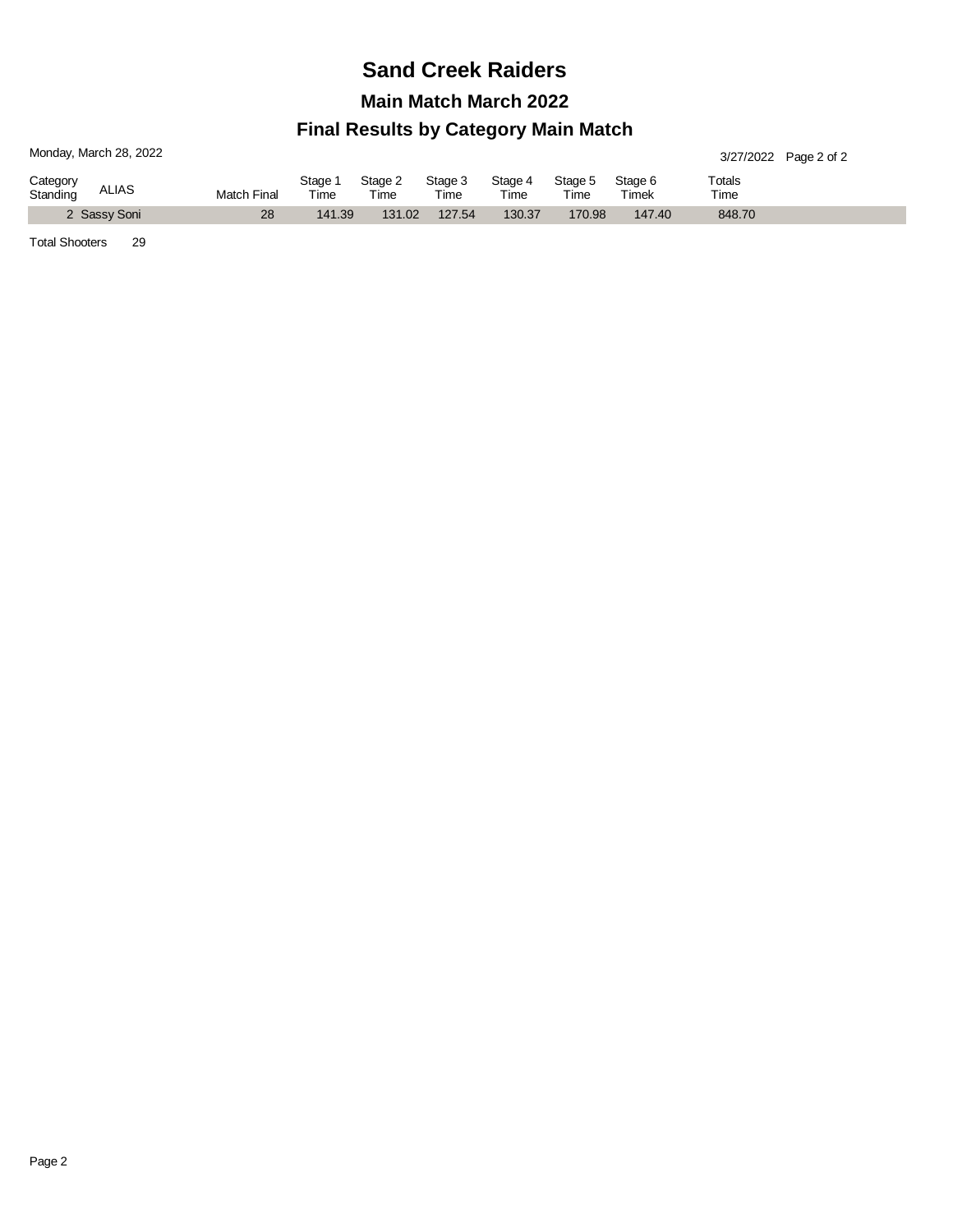# Sand Creek Raiders

## Main Match March 2022

## Final Results by Category Main Match

Monday, March 28, 2022

3/27/2022

| Category Standing | ALIAS | Match Final | Stage 1 Time | Stage 2 Time | Stage 3 Time | Stage 4 Time | Stage 5 Time | Stage 6 Timek | Totals Time |
|---|---|---|---|---|---|---|---|---|---|
| 2 | Sassy Soni | 28 | 141.39 | 131.02 | 127.54 | 130.37 | 170.98 | 147.40 | 848.70 |

Total Shooters 29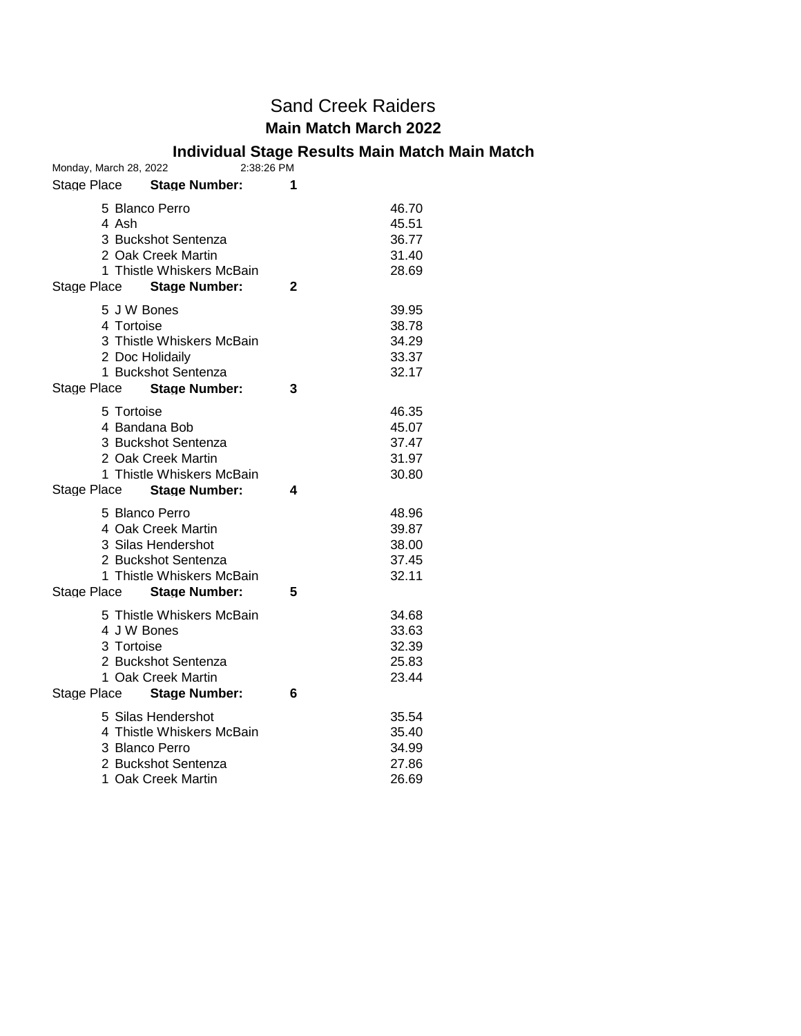# Sand Creek Raiders

## Main Match March 2022

### Individual Stage Results Main Match Main Match

Monday, March 28, 2022 2:38:26 PM

| Stage Place | Stage Number: 1 | |
|---|---|---|
| 5 | Blanco Perro | 46.70 |
| 4 | Ash | 45.51 |
| 3 | Buckshot Sentenza | 36.77 |
| 2 | Oak Creek Martin | 31.40 |
| 1 | Thistle Whiskers McBain | 28.69 |

| Stage Place | Stage Number: 2 | |
|---|---|---|
| 5 | J W Bones | 39.95 |
| 4 | Tortoise | 38.78 |
| 3 | Thistle Whiskers McBain | 34.29 |
| 2 | Doc Holidaily | 33.37 |
| 1 | Buckshot Sentenza | 32.17 |

| Stage Place | Stage Number: 3 | |
|---|---|---|
| 5 | Tortoise | 46.35 |
| 4 | Bandana Bob | 45.07 |
| 3 | Buckshot Sentenza | 37.47 |
| 2 | Oak Creek Martin | 31.97 |
| 1 | Thistle Whiskers McBain | 30.80 |

| Stage Place | Stage Number: 4 | |
|---|---|---|
| 5 | Blanco Perro | 48.96 |
| 4 | Oak Creek Martin | 39.87 |
| 3 | Silas Hendershot | 38.00 |
| 2 | Buckshot Sentenza | 37.45 |
| 1 | Thistle Whiskers McBain | 32.11 |

| Stage Place | Stage Number: 5 | |
|---|---|---|
| 5 | Thistle Whiskers McBain | 34.68 |
| 4 | J W Bones | 33.63 |
| 3 | Tortoise | 32.39 |
| 2 | Buckshot Sentenza | 25.83 |
| 1 | Oak Creek Martin | 23.44 |

| Stage Place | Stage Number: 6 | |
|---|---|---|
| 5 | Silas Hendershot | 35.54 |
| 4 | Thistle Whiskers McBain | 35.40 |
| 3 | Blanco Perro | 34.99 |
| 2 | Buckshot Sentenza | 27.86 |
| 1 | Oak Creek Martin | 26.69 |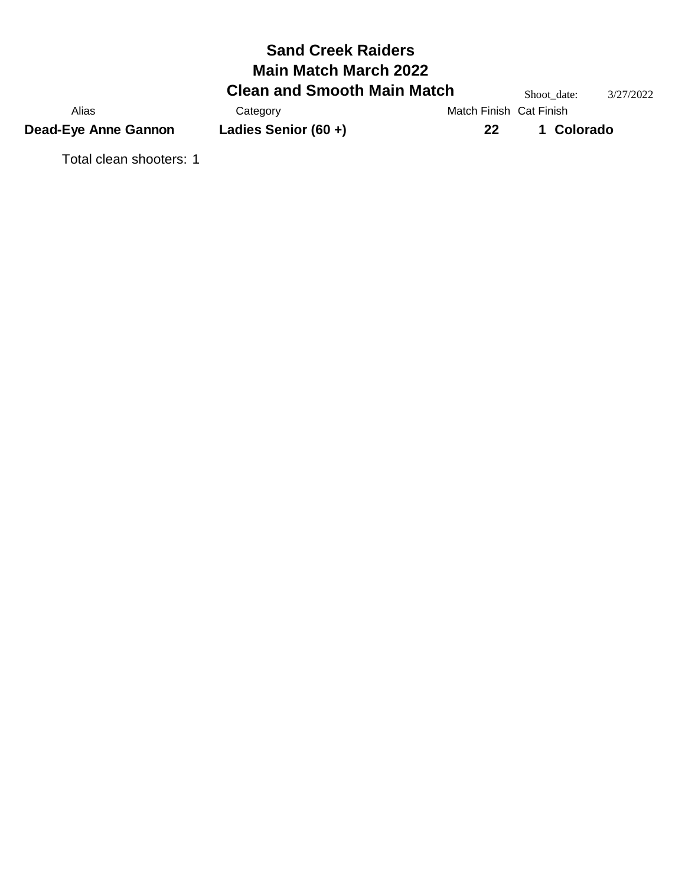# Sand Creek Raiders
## Main Match March 2022
### Clean and Smooth Main Match

Shoot_date: 3/27/2022

| Alias | Category | Match Finish | Cat Finish | |
|---|---|---|---|---|
| **Dead-Eye Anne Gannon** | **Ladies Senior (60 +)** | **22** | **1** | **Colorado** |

Total clean shooters: 1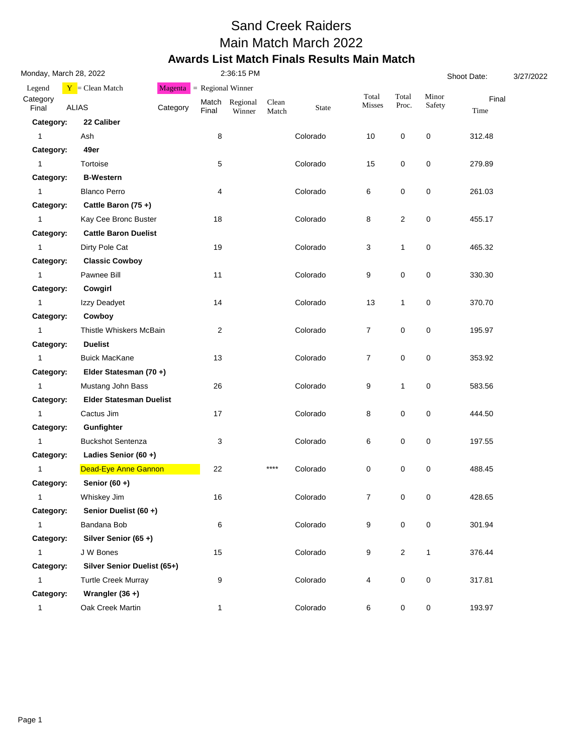# Sand Creek Raiders

## Main Match March 2022

### Awards List Match Finals Results Main Match

Monday, March 28, 2022 2:36:15 PM Shoot Date: 3/27/2022

Legend: Y = Clean Match | Magenta = Regional Winner

| Category Final | ALIAS | Category | Match Final | Regional Winner | Clean Match | State | Total Misses | Total Proc. | Minor Safety | Final Time |
|---|---|---|---|---|---|---|---|---|---|---|
| **Category:** | **22 Caliber** | | | | | | | | | |
| 1 | Ash | | 8 | | | Colorado | 10 | 0 | 0 | 312.48 |
| **Category:** | **49er** | | | | | | | | | |
| 1 | Tortoise | | 5 | | | Colorado | 15 | 0 | 0 | 279.89 |
| **Category:** | **B-Western** | | | | | | | | | |
| 1 | Blanco Perro | | 4 | | | Colorado | 6 | 0 | 0 | 261.03 |
| **Category:** | **Cattle Baron (75 +)** | | | | | | | | | |
| 1 | Kay Cee Bronc Buster | | 18 | | | Colorado | 8 | 2 | 0 | 455.17 |
| **Category:** | **Cattle Baron Duelist** | | | | | | | | | |
| 1 | Dirty Pole Cat | | 19 | | | Colorado | 3 | 1 | 0 | 465.32 |
| **Category:** | **Classic Cowboy** | | | | | | | | | |
| 1 | Pawnee Bill | | 11 | | | Colorado | 9 | 0 | 0 | 330.30 |
| **Category:** | **Cowgirl** | | | | | | | | | |
| 1 | Izzy Deadyet | | 14 | | | Colorado | 13 | 1 | 0 | 370.70 |
| **Category:** | **Cowboy** | | | | | | | | | |
| 1 | Thistle Whiskers McBain | | 2 | | | Colorado | 7 | 0 | 0 | 195.97 |
| **Category:** | **Duelist** | | | | | | | | | |
| 1 | Buick MacKane | | 13 | | | Colorado | 7 | 0 | 0 | 353.92 |
| **Category:** | **Elder Statesman (70 +)** | | | | | | | | | |
| 1 | Mustang John Bass | | 26 | | | Colorado | 9 | 1 | 0 | 583.56 |
| **Category:** | **Elder Statesman Duelist** | | | | | | | | | |
| 1 | Cactus Jim | | 17 | | | Colorado | 8 | 0 | 0 | 444.50 |
| **Category:** | **Gunfighter** | | | | | | | | | |
| 1 | Buckshot Sentenza | | 3 | | | Colorado | 6 | 0 | 0 | 197.55 |
| **Category:** | **Ladies Senior (60 +)** | | | | | | | | | |
| 1 | Dead-Eye Anne Gannon | | 22 | | **** | Colorado | 0 | 0 | 0 | 488.45 |
| **Category:** | **Senior (60 +)** | | | | | | | | | |
| 1 | Whiskey Jim | | 16 | | | Colorado | 7 | 0 | 0 | 428.65 |
| **Category:** | **Senior Duelist (60 +)** | | | | | | | | | |
| 1 | Bandana Bob | | 6 | | | Colorado | 9 | 0 | 0 | 301.94 |
| **Category:** | **Silver Senior (65 +)** | | | | | | | | | |
| 1 | J W Bones | | 15 | | | Colorado | 9 | 2 | 1 | 376.44 |
| **Category:** | **Silver Senior Duelist (65+)** | | | | | | | | | |
| 1 | Turtle Creek Murray | | 9 | | | Colorado | 4 | 0 | 0 | 317.81 |
| **Category:** | **Wrangler (36 +)** | | | | | | | | | |
| 1 | Oak Creek Martin | | 1 | | | Colorado | 6 | 0 | 0 | 193.97 |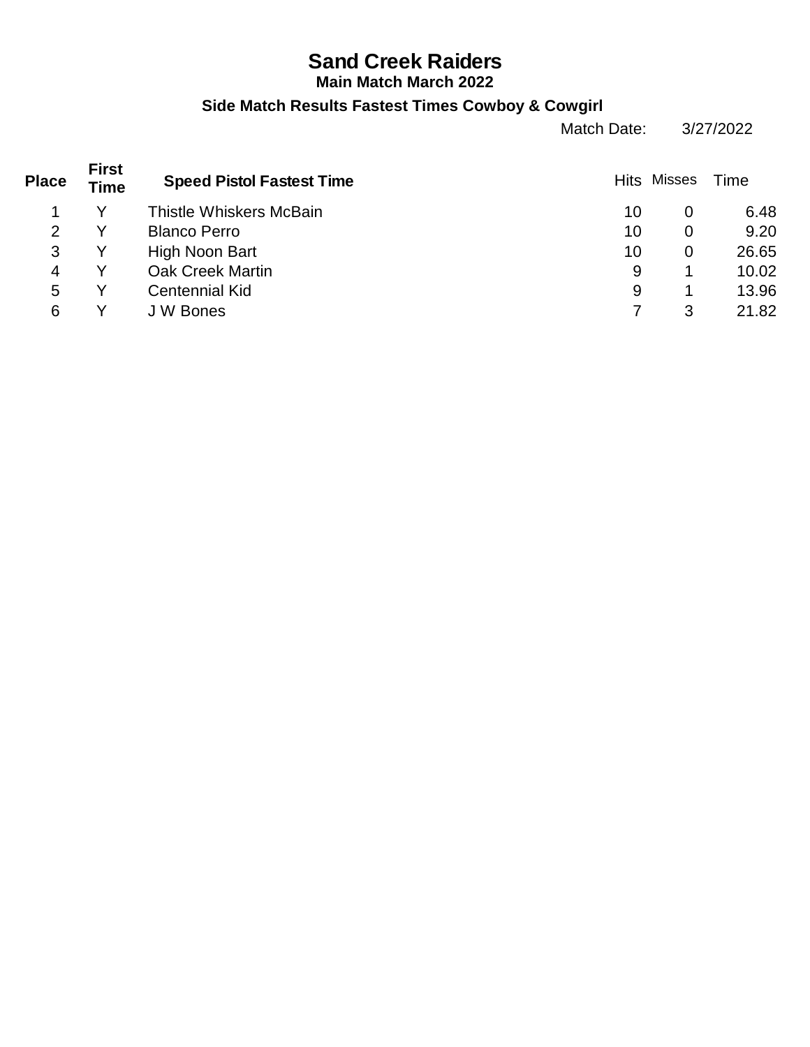# Sand Creek Raiders

**Main Match March 2022**

**Side Match Results Fastest Times Cowboy & Cowgirl**

Match Date: 3/27/2022

| Place | First Time | Speed Pistol Fastest Time | Hits | Misses | Time |
|---|---|---|---|---|---|
| 1 | Y | Thistle Whiskers McBain | 10 | 0 | 6.48 |
| 2 | Y | Blanco Perro | 10 | 0 | 9.20 |
| 3 | Y | High Noon Bart | 10 | 0 | 26.65 |
| 4 | Y | Oak Creek Martin | 9 | 1 | 10.02 |
| 5 | Y | Centennial Kid | 9 | 1 | 13.96 |
| 6 | Y | J W Bones | 7 | 3 | 21.82 |